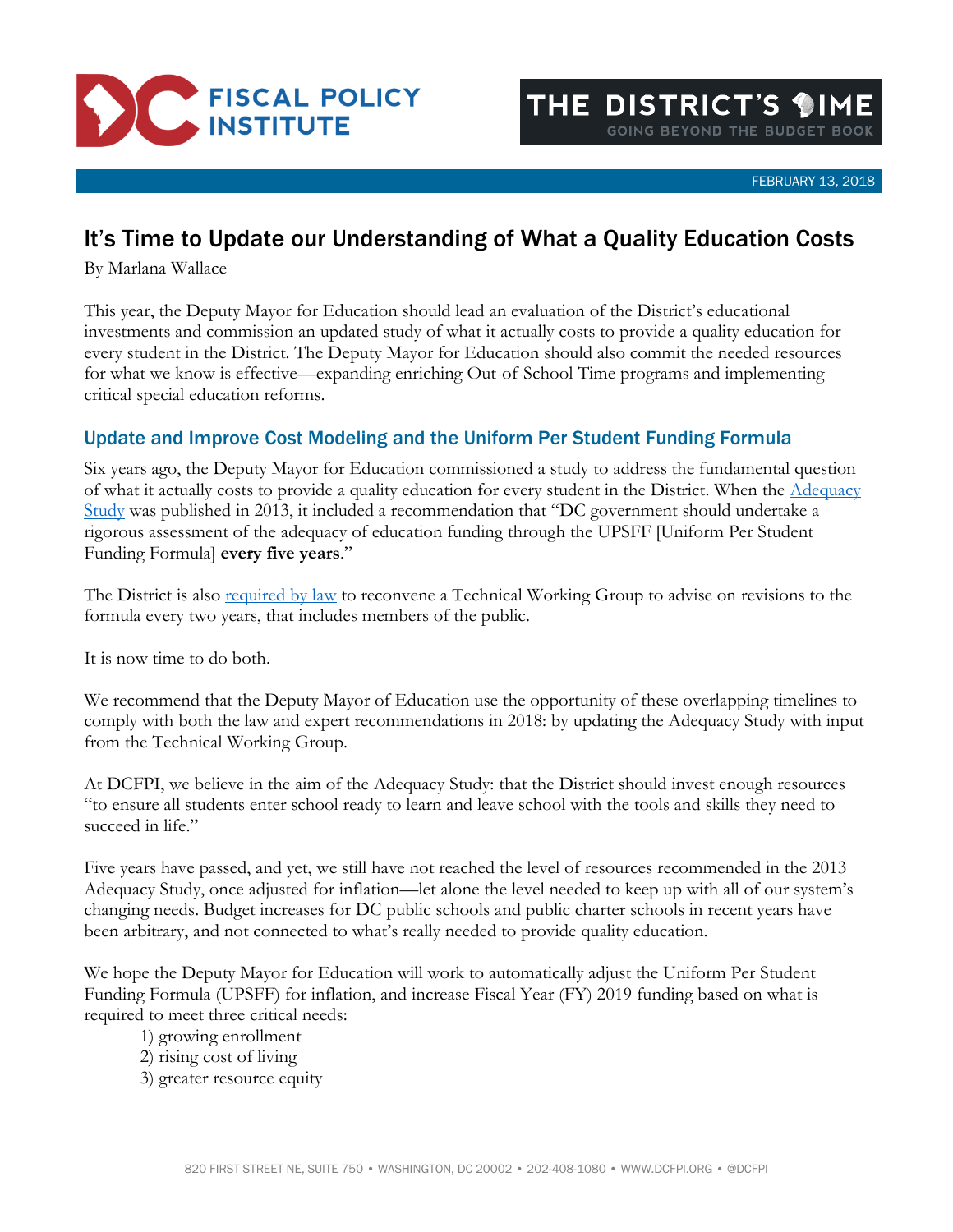FEBRUARY 13, 2018

# It's Time to Update our Understanding of What a Quality Education Costs

By Marlana Wallace

This year, the Deputy Mayor for Education should lead an evaluation of the District's educational investments and commission an updated study of what it actually costs to provide a quality education for every student in the District. The Deputy Mayor for Education should also commit the needed resources for what we know is effective—expanding enriching Out-of-School Time programs and implementing critical special education reforms.

## Update and Improve Cost Modeling and the Uniform Per Student Funding Formula

Six years ago, the Deputy Mayor for Education commissioned a study to address the fundamental question of what it actually costs to provide a quality education for every student in the District. When the [Adequacy Study] was published in 2013, it included a recommendation that "DC government should undertake a rigorous assessment of the adequacy of education funding through the UPSFF [Uniform Per Student Funding Formula] **every five years**."

The District is also [required by law] to reconvene a Technical Working Group to advise on revisions to the formula every two years, that includes members of the public.

It is now time to do both.

We recommend that the Deputy Mayor of Education use the opportunity of these overlapping timelines to comply with both the law and expert recommendations in 2018: by updating the Adequacy Study with input from the Technical Working Group.

At DCFPI, we believe in the aim of the Adequacy Study: that the District should invest enough resources "to ensure all students enter school ready to learn and leave school with the tools and skills they need to succeed in life."

Five years have passed, and yet, we still have not reached the level of resources recommended in the 2013 Adequacy Study, once adjusted for inflation—let alone the level needed to keep up with all of our system's changing needs. Budget increases for DC public schools and public charter schools in recent years have been arbitrary, and not connected to what's really needed to provide quality education.

We hope the Deputy Mayor for Education will work to automatically adjust the Uniform Per Student Funding Formula (UPSFF) for inflation, and increase Fiscal Year (FY) 2019 funding based on what is required to meet three critical needs:

1) growing enrollment
2) rising cost of living
3) greater resource equity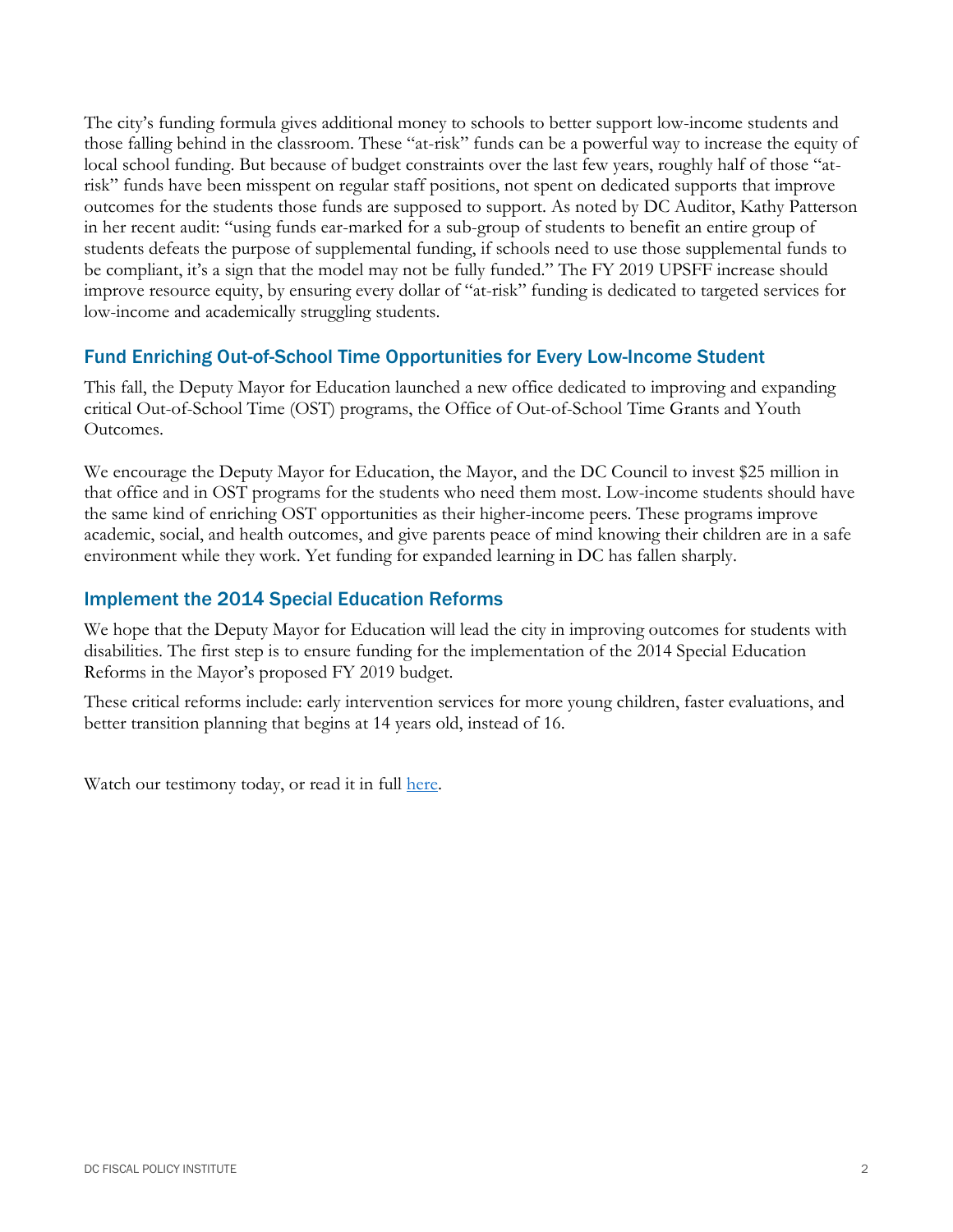The city's funding formula gives additional money to schools to better support low-income students and those falling behind in the classroom. These "at-risk" funds can be a powerful way to increase the equity of local school funding. But because of budget constraints over the last few years, roughly half of those "at-risk" funds have been misspent on regular staff positions, not spent on dedicated supports that improve outcomes for the students those funds are supposed to support. As noted by DC Auditor, Kathy Patterson in her recent audit: "using funds ear-marked for a sub-group of students to benefit an entire group of students defeats the purpose of supplemental funding, if schools need to use those supplemental funds to be compliant, it's a sign that the model may not be fully funded." The FY 2019 UPSFF increase should improve resource equity, by ensuring every dollar of "at-risk" funding is dedicated to targeted services for low-income and academically struggling students.

## Fund Enriching Out-of-School Time Opportunities for Every Low-Income Student

This fall, the Deputy Mayor for Education launched a new office dedicated to improving and expanding critical Out-of-School Time (OST) programs, the Office of Out-of-School Time Grants and Youth Outcomes.

We encourage the Deputy Mayor for Education, the Mayor, and the DC Council to invest $25 million in that office and in OST programs for the students who need them most. Low-income students should have the same kind of enriching OST opportunities as their higher-income peers. These programs improve academic, social, and health outcomes, and give parents peace of mind knowing their children are in a safe environment while they work. Yet funding for expanded learning in DC has fallen sharply.

## Implement the 2014 Special Education Reforms

We hope that the Deputy Mayor for Education will lead the city in improving outcomes for students with disabilities. The first step is to ensure funding for the implementation of the 2014 Special Education Reforms in the Mayor's proposed FY 2019 budget.

These critical reforms include: early intervention services for more young children, faster evaluations, and better transition planning that begins at 14 years old, instead of 16.

Watch our testimony today, or read it in full here.